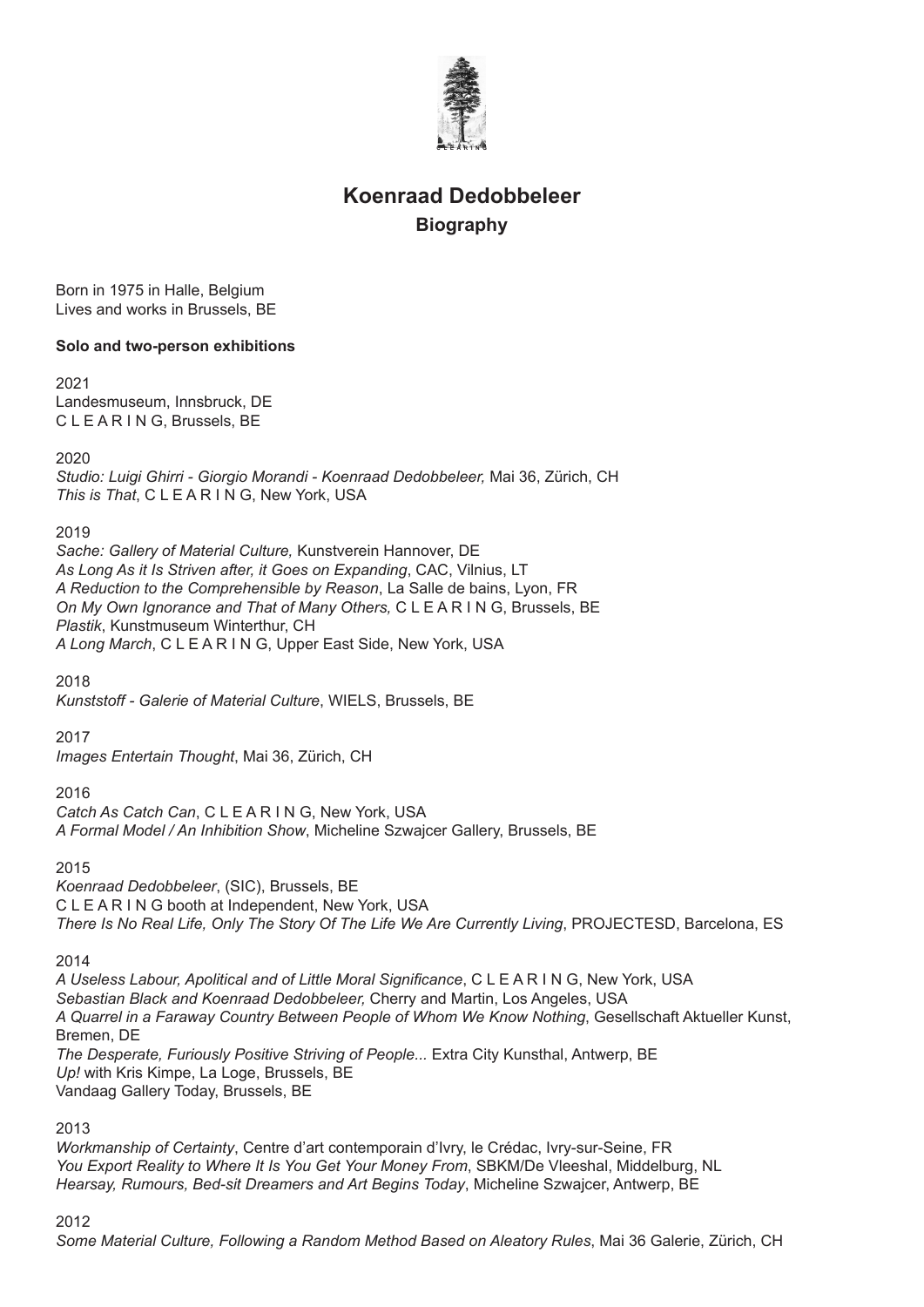# Koenraad Dedobbeleer

## Biography

Born in 1975 in Halle, Belgium
Lives and works in Brussels, BE

**Solo and two-person exhibitions**

2021
Landesmuseum, Innsbruck, DE
C L E A R I N G, Brussels, BE

2020
*Studio: Luigi Ghirri - Giorgio Morandi - Koenraad Dedobbeleer,* Mai 36, Zürich, CH
*This is That*, C L E A R I N G, New York, USA

2019
*Sache: Gallery of Material Culture,* Kunstverein Hannover, DE
*As Long As it Is Striven after, it Goes on Expanding*, CAC, Vilnius, LT
*A Reduction to the Comprehensible by Reason*, La Salle de bains, Lyon, FR
*On My Own Ignorance and That of Many Others,* C L E A R I N G, Brussels, BE
*Plastik*, Kunstmuseum Winterthur, CH
*A Long March*, C L E A R I N G, Upper East Side, New York, USA

2018
*Kunststoff - Galerie of Material Culture*, WIELS, Brussels, BE

2017
*Images Entertain Thought*, Mai 36, Zürich, CH

2016
*Catch As Catch Can*, C L E A R I N G, New York, USA
*A Formal Model / An Inhibition Show*, Micheline Szwajcer Gallery, Brussels, BE

2015
*Koenraad Dedobbeleer*, (SIC), Brussels, BE
C L E A R I N G booth at Independent, New York, USA
*There Is No Real Life, Only The Story Of The Life We Are Currently Living*, PROJECTESD, Barcelona, ES

2014
*A Useless Labour, Apolitical and of Little Moral Significance*, C L E A R I N G, New York, USA
*Sebastian Black and Koenraad Dedobbeleer,* Cherry and Martin, Los Angeles, USA
*A Quarrel in a Faraway Country Between People of Whom We Know Nothing*, Gesellschaft Aktueller Kunst, Bremen, DE
*The Desperate, Furiously Positive Striving of People...* Extra City Kunsthal, Antwerp, BE
*Up!* with Kris Kimpe, La Loge, Brussels, BE
Vandaag Gallery Today, Brussels, BE

2013
*Workmanship of Certainty*, Centre d'art contemporain d'Ivry, le Crédac, Ivry-sur-Seine, FR
*You Export Reality to Where It Is You Get Your Money From*, SBKM/De Vleeshal, Middelburg, NL
*Hearsay, Rumours, Bed-sit Dreamers and Art Begins Today*, Micheline Szwajcer, Antwerp, BE

2012
*Some Material Culture, Following a Random Method Based on Aleatory Rules*, Mai 36 Galerie, Zürich, CH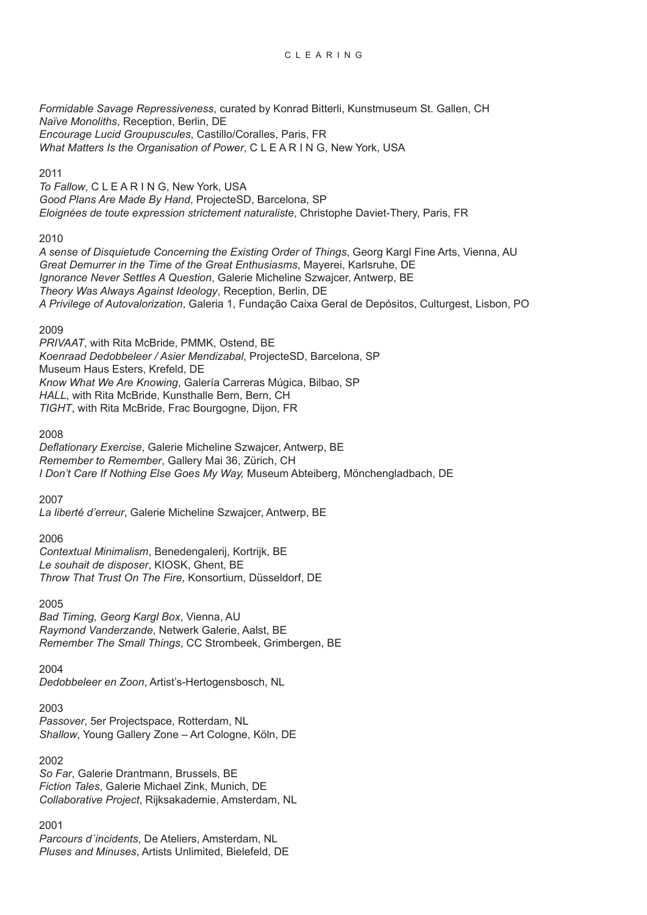*Formidable Savage Repressiveness*, curated by Konrad Bitterli, Kunstmuseum St. Gallen, CH
*Naïve Monoliths*, Reception, Berlin, DE
*Encourage Lucid Groupuscules*, Castillo/Coralles, Paris, FR
*What Matters Is the Organisation of Power*, C L E A R I N G, New York, USA

2011
*To Fallow*, C L E A R I N G, New York, USA
*Good Plans Are Made By Hand*, ProjecteSD, Barcelona, SP
*Eloignées de toute expression strictement naturaliste*, Christophe Daviet-Thery, Paris, FR

2010
*A sense of Disquietude Concerning the Existing Order of Things*, Georg Kargl Fine Arts, Vienna, AU
*Great Demurrer in the Time of the Great Enthusiasms*, Mayerei, Karlsruhe, DE
*Ignorance Never Settles A Question*, Galerie Micheline Szwajcer, Antwerp, BE
*Theory Was Always Against Ideology*, Reception, Berlin, DE
*A Privilege of Autovalorization*, Galeria 1, Fundação Caixa Geral de Depósitos, Culturgest, Lisbon, PO

2009
*PRIVAAT*, with Rita McBride, PMMK, Ostend, BE
*Koenraad Dedobbeleer / Asier Mendizabal*, ProjecteSD, Barcelona, SP
Museum Haus Esters, Krefeld, DE
*Know What We Are Knowing*, Galería Carreras Múgica, Bilbao, SP
*HALL*, with Rita McBride, Kunsthalle Bern, Bern, CH
*TIGHT*, with Rita McBride, Frac Bourgogne, Dijon, FR

2008
*Deflationary Exercise*, Galerie Micheline Szwajcer, Antwerp, BE
*Remember to Remember*, Gallery Mai 36, Zürich, CH
*I Don't Care If Nothing Else Goes My Way,* Museum Abteiberg, Mönchengladbach, DE

2007
*La liberté d'erreur*, Galerie Micheline Szwajcer, Antwerp, BE

2006
*Contextual Minimalism*, Benedengalerij, Kortrijk, BE
*Le souhait de disposer*, KIOSK, Ghent, BE
*Throw That Trust On The Fire*, Konsortium, Düsseldorf, DE

2005
*Bad Timing, Georg Kargl Box*, Vienna, AU
*Raymond Vanderzande*, Netwerk Galerie, Aalst, BE
*Remember The Small Things*, CC Strombeek, Grimbergen, BE

2004
*Dedobbeleer en Zoon*, Artist's-Hertogensbosch, NL

2003
*Passover*, 5er Projectspace, Rotterdam, NL
*Shallow*, Young Gallery Zone – Art Cologne, Köln, DE

2002
*So Far*, Galerie Drantmann, Brussels, BE
*Fiction Tales*, Galerie Michael Zink, Munich, DE
*Collaborative Project*, Rijksakademie, Amsterdam, NL

2001
*Parcours d´incidents*, De Ateliers, Amsterdam, NL
*Pluses and Minuses*, Artists Unlimited, Bielefeld, DE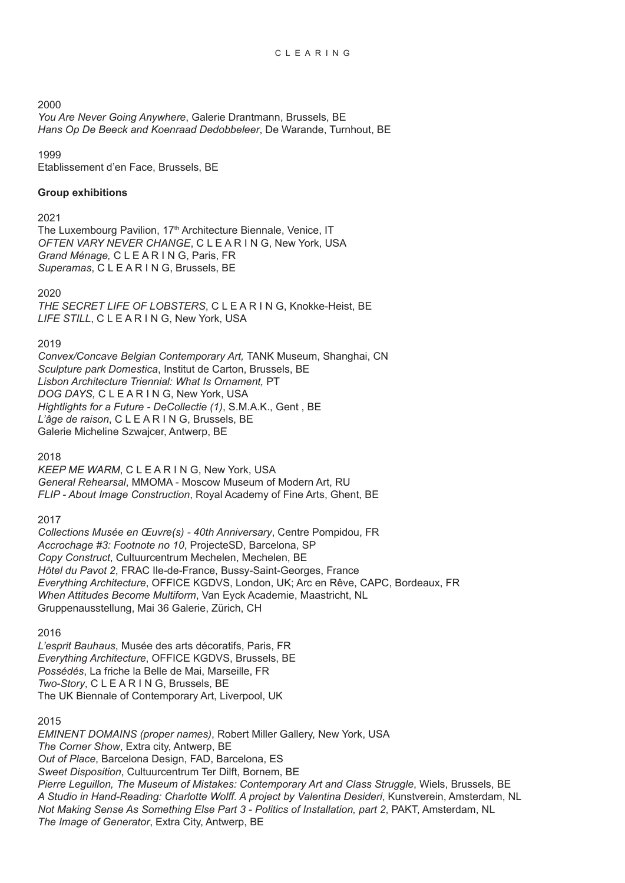2000

*You Are Never Going Anywhere*, Galerie Drantmann, Brussels, BE
*Hans Op De Beeck and Koenraad Dedobbeleer*, De Warande, Turnhout, BE

1999

Etablissement d'en Face, Brussels, BE

**Group exhibitions**

2021

The Luxembourg Pavilion, 17th Architecture Biennale, Venice, IT
*OFTEN VARY NEVER CHANGE*, C L E A R I N G, New York, USA
*Grand Ménage,* C L E A R I N G, Paris, FR
*Superamas*, C L E A R I N G, Brussels, BE

2020

*THE SECRET LIFE OF LOBSTERS*, C L E A R I N G, Knokke-Heist, BE
*LIFE STILL*, C L E A R I N G, New York, USA

2019

*Convex/Concave Belgian Contemporary Art,* TANK Museum, Shanghai, CN
*Sculpture park Domestica*, Institut de Carton, Brussels, BE
*Lisbon Architecture Triennial: What Is Ornament,* PT
*DOG DAYS,* C L E A R I N G, New York, USA
*Hightlights for a Future - DeCollectie (1)*, S.M.A.K., Gent , BE
*L'âge de raison*, C L E A R I N G, Brussels, BE
Galerie Micheline Szwajcer, Antwerp, BE

2018

*KEEP ME WARM*, C L E A R I N G, New York, USA
*General Rehearsal*, MMOMA - Moscow Museum of Modern Art, RU
*FLIP - About Image Construction*, Royal Academy of Fine Arts, Ghent, BE

2017

*Collections Musée en Œuvre(s) - 40th Anniversary*, Centre Pompidou, FR
*Accrochage #3: Footnote no 10*, ProjecteSD, Barcelona, SP
*Copy Construct*, Cultuurcentrum Mechelen, Mechelen, BE
*Hôtel du Pavot 2*, FRAC Ile-de-France, Bussy-Saint-Georges, France
*Everything Architecture*, OFFICE KGDVS, London, UK; Arc en Rêve, CAPC, Bordeaux, FR
*When Attitudes Become Multiform*, Van Eyck Academie, Maastricht, NL
Gruppenausstellung, Mai 36 Galerie, Zürich, CH

2016

*L'esprit Bauhaus*, Musée des arts décoratifs, Paris, FR
*Everything Architecture*, OFFICE KGDVS, Brussels, BE
*Possédés*, La friche la Belle de Mai, Marseille, FR
*Two-Story*, C L E A R I N G, Brussels, BE
The UK Biennale of Contemporary Art, Liverpool, UK

2015

*EMINENT DOMAINS (proper names)*, Robert Miller Gallery, New York, USA
*The Corner Show*, Extra city, Antwerp, BE
*Out of Place*, Barcelona Design, FAD, Barcelona, ES
*Sweet Disposition*, Cultuurcentrum Ter Dilft, Bornem, BE
*Pierre Leguillon, The Museum of Mistakes: Contemporary Art and Class Struggle*, Wiels, Brussels, BE
*A Studio in Hand-Reading: Charlotte Wolff. A project by Valentina Desideri*, Kunstverein, Amsterdam, NL
*Not Making Sense As Something Else Part 3 - Politics of Installation, part 2*, PAKT, Amsterdam, NL
*The Image of Generator*, Extra City, Antwerp, BE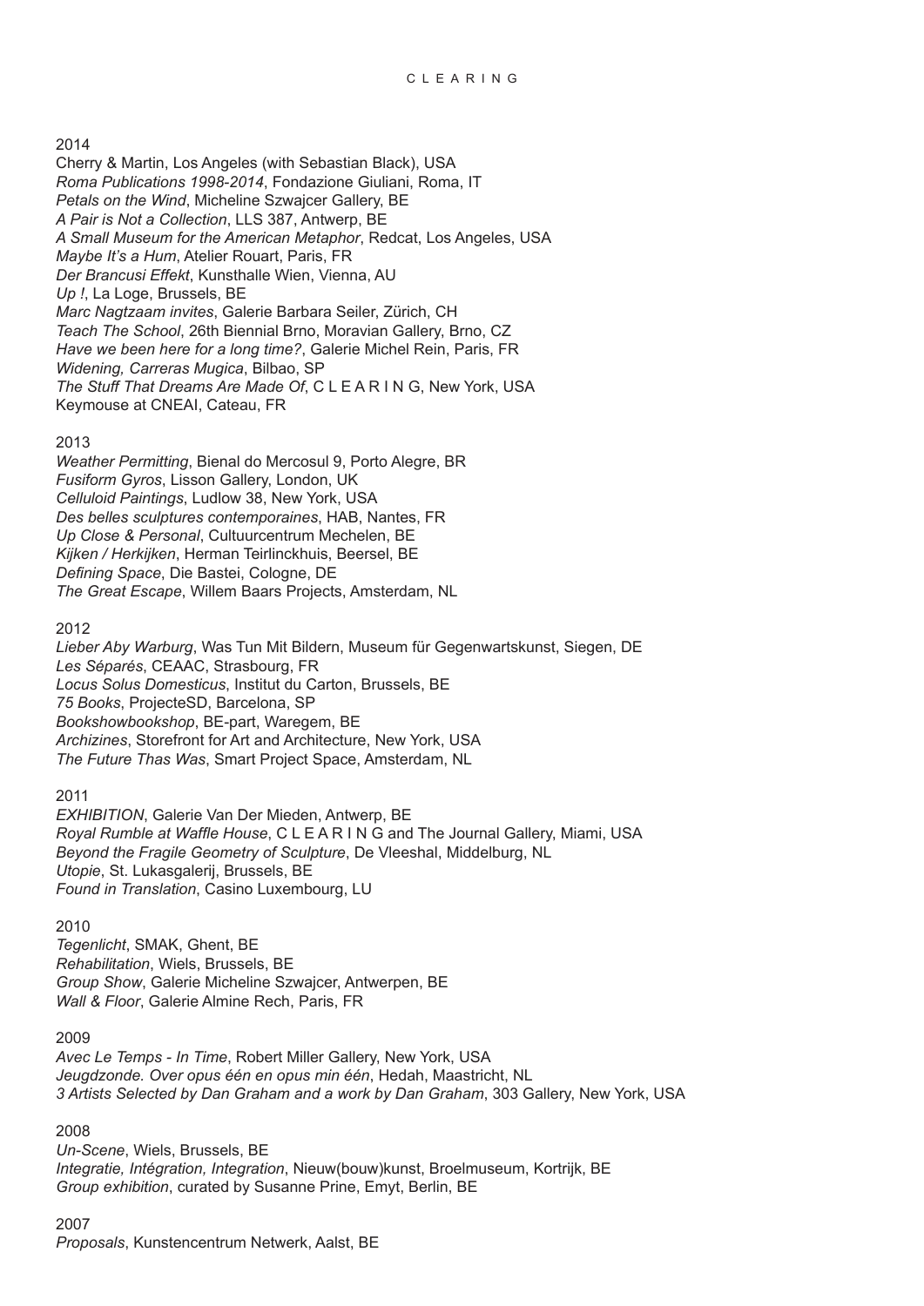2014

Cherry & Martin, Los Angeles (with Sebastian Black), USA
*Roma Publications 1998-2014*, Fondazione Giuliani, Roma, IT
*Petals on the Wind*, Micheline Szwajcer Gallery, BE
*A Pair is Not a Collection*, LLS 387, Antwerp, BE
*A Small Museum for the American Metaphor*, Redcat, Los Angeles, USA
*Maybe It's a Hum*, Atelier Rouart, Paris, FR
*Der Brancusi Effekt*, Kunsthalle Wien, Vienna, AU
*Up !*, La Loge, Brussels, BE
*Marc Nagtzaam invites*, Galerie Barbara Seiler, Zürich, CH
*Teach The School*, 26th Biennial Brno, Moravian Gallery, Brno, CZ
*Have we been here for a long time?*, Galerie Michel Rein, Paris, FR
*Widening, Carreras Mugica*, Bilbao, SP
*The Stuff That Dreams Are Made Of*, C L E A R I N G, New York, USA
Keymouse at CNEAI, Cateau, FR

2013

*Weather Permitting*, Bienal do Mercosul 9, Porto Alegre, BR
*Fusiform Gyros*, Lisson Gallery, London, UK
*Celluloid Paintings*, Ludlow 38, New York, USA
*Des belles sculptures contemporaines*, HAB, Nantes, FR
*Up Close & Personal*, Cultuurcentrum Mechelen, BE
*Kijken / Herkijken*, Herman Teirlinckhuis, Beersel, BE
*Defining Space*, Die Bastei, Cologne, DE
*The Great Escape*, Willem Baars Projects, Amsterdam, NL

2012

*Lieber Aby Warburg*, Was Tun Mit Bildern, Museum für Gegenwartskunst, Siegen, DE
*Les Séparés*, CEAAC, Strasbourg, FR
*Locus Solus Domesticus*, Institut du Carton, Brussels, BE
*75 Books*, ProjecteSD, Barcelona, SP
*Bookshowbookshop*, BE-part, Waregem, BE
*Archizines*, Storefront for Art and Architecture, New York, USA
*The Future Thas Was*, Smart Project Space, Amsterdam, NL

2011

*EXHIBITION*, Galerie Van Der Mieden, Antwerp, BE
*Royal Rumble at Waffle House*, C L E A R I N G and The Journal Gallery, Miami, USA
*Beyond the Fragile Geometry of Sculpture*, De Vleeshal, Middelburg, NL
*Utopie*, St. Lukasgalerij, Brussels, BE
*Found in Translation*, Casino Luxembourg, LU

2010

*Tegenlicht*, SMAK, Ghent, BE
*Rehabilitation*, Wiels, Brussels, BE
*Group Show*, Galerie Micheline Szwajcer, Antwerpen, BE
*Wall & Floor*, Galerie Almine Rech, Paris, FR

2009

*Avec Le Temps - In Time*, Robert Miller Gallery, New York, USA
*Jeugdzonde. Over opus één en opus min één*, Hedah, Maastricht, NL
*3 Artists Selected by Dan Graham and a work by Dan Graham*, 303 Gallery, New York, USA

2008

*Un-Scene*, Wiels, Brussels, BE
*Integratie, Intégration, Integration*, Nieuw(bouw)kunst, Broelmuseum, Kortrijk, BE
*Group exhibition*, curated by Susanne Prine, Emyt, Berlin, BE

2007

*Proposals*, Kunstencentrum Netwerk, Aalst, BE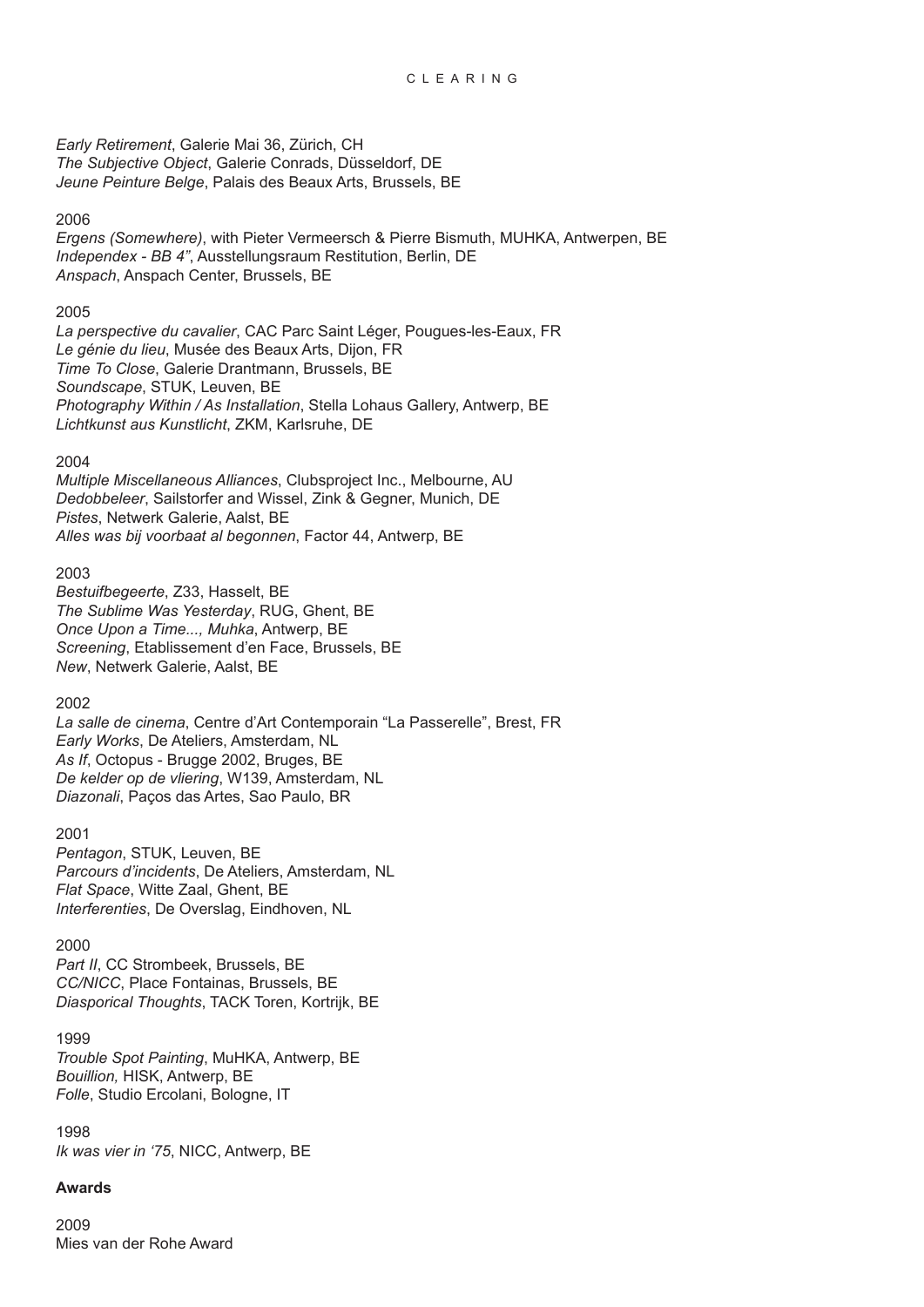*Early Retirement*, Galerie Mai 36, Zürich, CH
*The Subjective Object*, Galerie Conrads, Düsseldorf, DE
*Jeune Peinture Belge*, Palais des Beaux Arts, Brussels, BE

2006
*Ergens (Somewhere)*, with Pieter Vermeersch & Pierre Bismuth, MUHKA, Antwerpen, BE
*Independex - BB 4"*, Ausstellungsraum Restitution, Berlin, DE
*Anspach*, Anspach Center, Brussels, BE

2005
*La perspective du cavalier*, CAC Parc Saint Léger, Pougues-les-Eaux, FR
*Le génie du lieu*, Musée des Beaux Arts, Dijon, FR
*Time To Close*, Galerie Drantmann, Brussels, BE
*Soundscape*, STUK, Leuven, BE
*Photography Within / As Installation*, Stella Lohaus Gallery, Antwerp, BE
*Lichtkunst aus Kunstlicht*, ZKM, Karlsruhe, DE

2004
*Multiple Miscellaneous Alliances*, Clubsproject Inc., Melbourne, AU
*Dedobbeleer*, Sailstorfer and Wissel, Zink & Gegner, Munich, DE
*Pistes*, Netwerk Galerie, Aalst, BE
*Alles was bij voorbaat al begonnen*, Factor 44, Antwerp, BE

2003
*Bestuifbegeerte*, Z33, Hasselt, BE
*The Sublime Was Yesterday*, RUG, Ghent, BE
*Once Upon a Time..., Muhka*, Antwerp, BE
*Screening*, Etablissement d'en Face, Brussels, BE
*New*, Netwerk Galerie, Aalst, BE

2002
*La salle de cinema*, Centre d'Art Contemporain "La Passerelle", Brest, FR
*Early Works*, De Ateliers, Amsterdam, NL
*As If*, Octopus - Brugge 2002, Bruges, BE
*De kelder op de vliering*, W139, Amsterdam, NL
*Diazonali*, Paços das Artes, Sao Paulo, BR

2001
*Pentagon*, STUK, Leuven, BE
*Parcours d'incidents*, De Ateliers, Amsterdam, NL
*Flat Space*, Witte Zaal, Ghent, BE
*Interferenties*, De Overslag, Eindhoven, NL

2000
*Part II*, CC Strombeek, Brussels, BE
*CC/NICC*, Place Fontainas, Brussels, BE
*Diasporical Thoughts*, TACK Toren, Kortrijk, BE

1999
*Trouble Spot Painting*, MuHKA, Antwerp, BE
*Bouillion,* HISK, Antwerp, BE
*Folle*, Studio Ercolani, Bologne, IT

1998
*Ik was vier in '75*, NICC, Antwerp, BE

**Awards**

2009
Mies van der Rohe Award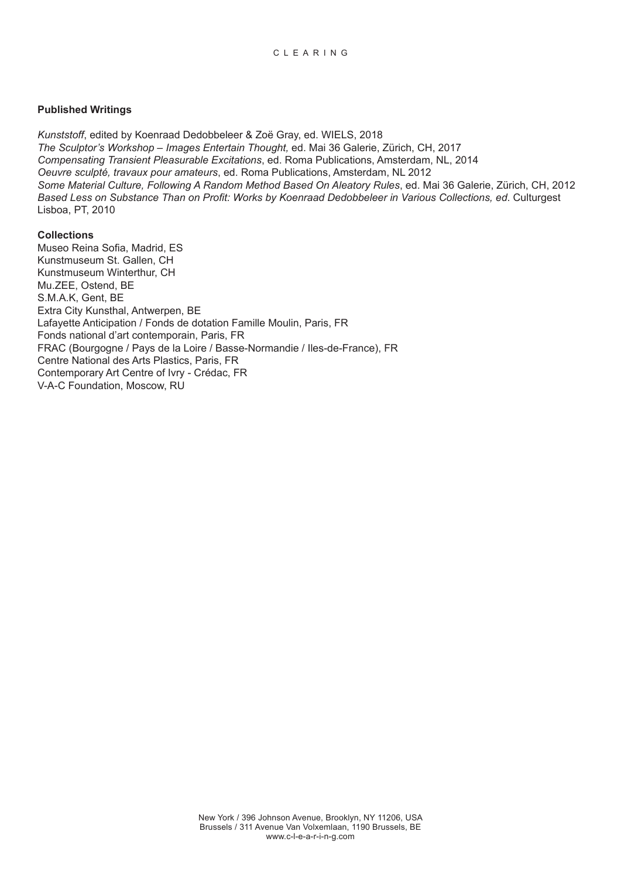**Published Writings**

*Kunststoff*, edited by Koenraad Dedobbeleer & Zoë Gray, ed. WIELS, 2018
*The Sculptor's Workshop – Images Entertain Thought,* ed. Mai 36 Galerie, Zürich, CH, 2017
*Compensating Transient Pleasurable Excitations*, ed. Roma Publications, Amsterdam, NL, 2014
*Oeuvre sculpté, travaux pour amateurs*, ed. Roma Publications, Amsterdam, NL 2012
*Some Material Culture, Following A Random Method Based On Aleatory Rules*, ed. Mai 36 Galerie, Zürich, CH, 2012
*Based Less on Substance Than on Profit: Works by Koenraad Dedobbeleer in Various Collections, ed*. Culturgest Lisboa, PT, 2010

**Collections**

Museo Reina Sofia, Madrid, ES
Kunstmuseum St. Gallen, CH
Kunstmuseum Winterthur, CH
Mu.ZEE, Ostend, BE
S.M.A.K, Gent, BE
Extra City Kunsthal, Antwerpen, BE
Lafayette Anticipation / Fonds de dotation Famille Moulin, Paris, FR
Fonds national d'art contemporain, Paris, FR
FRAC (Bourgogne / Pays de la Loire / Basse-Normandie / Iles-de-France), FR
Centre National des Arts Plastics, Paris, FR
Contemporary Art Centre of Ivry - Crédac, FR
V-A-C Foundation, Moscow, RU